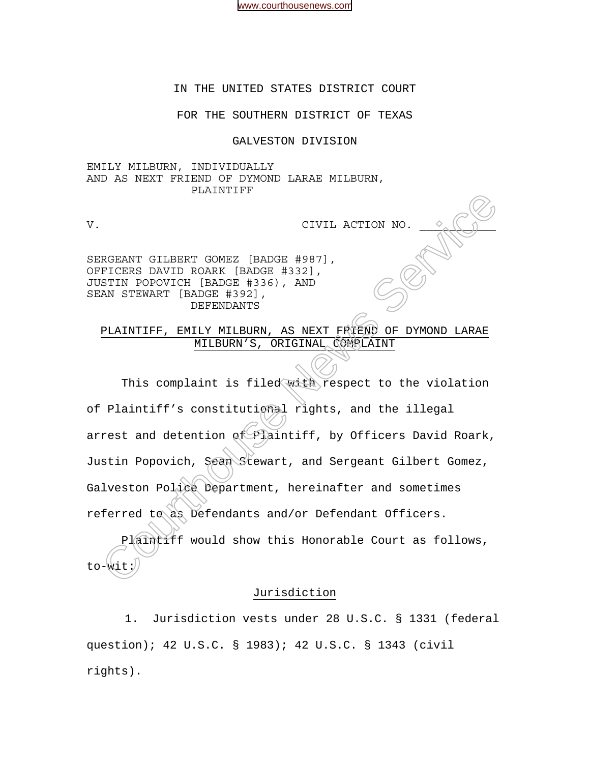IN THE UNITED STATES DISTRICT COURT

FOR THE SOUTHERN DISTRICT OF TEXAS

GALVESTON DIVISION

EMILY MILBURN, INDIVIDUALLY
AND AS NEXT FRIEND OF DYMOND LARAE MILBURN,
PLAINTIFF

V. CIVIL ACTION NO. __________

SERGEANT GILBERT GOMEZ [BADGE #987],
OFFICERS DAVID ROARK [BADGE #332],
JUSTIN POPOVICH [BADGE #336), AND
SEAN STEWART [BADGE #392],
DEFENDANTS

PLAINTIFF, EMILY MILBURN, AS NEXT FRIEND OF DYMOND LARAE MILBURN'S, ORIGINAL COMPLAINT

This complaint is filed with respect to the violation of Plaintiff's constitutional rights, and the illegal arrest and detention of Plaintiff, by Officers David Roark, Justin Popovich, Sean Stewart, and Sergeant Gilbert Gomez, Galveston Police Department, hereinafter and sometimes referred to as Defendants and/or Defendant Officers.

Plaintiff would show this Honorable Court as follows, to-wit:

## Jurisdiction

1. Jurisdiction vests under 28 U.S.C. § 1331 (federal question); 42 U.S.C. § 1983); 42 U.S.C. § 1343 (civil rights).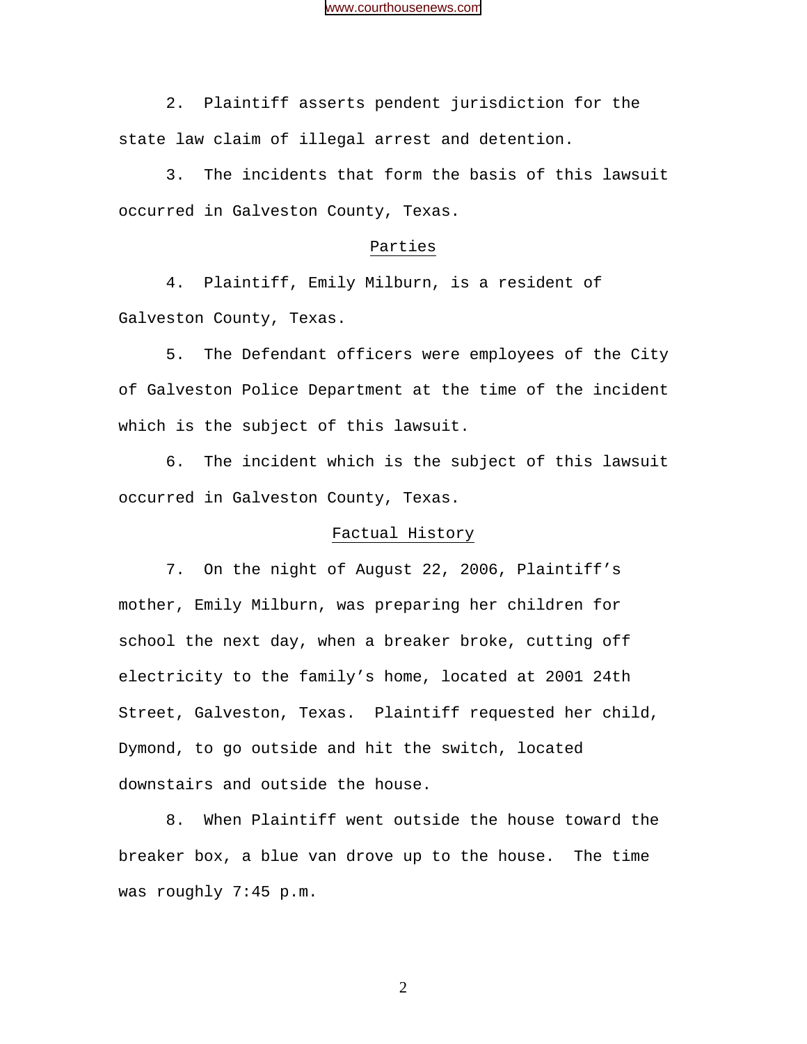2. Plaintiff asserts pendent jurisdiction for the state law claim of illegal arrest and detention.

3. The incidents that form the basis of this lawsuit occurred in Galveston County, Texas.

## Parties

4. Plaintiff, Emily Milburn, is a resident of Galveston County, Texas.

5. The Defendant officers were employees of the City of Galveston Police Department at the time of the incident which is the subject of this lawsuit.

6. The incident which is the subject of this lawsuit occurred in Galveston County, Texas.

## Factual History

7. On the night of August 22, 2006, Plaintiff's mother, Emily Milburn, was preparing her children for school the next day, when a breaker broke, cutting off electricity to the family's home, located at 2001 24th Street, Galveston, Texas. Plaintiff requested her child, Dymond, to go outside and hit the switch, located downstairs and outside the house.

8. When Plaintiff went outside the house toward the breaker box, a blue van drove up to the house. The time was roughly 7:45 p.m.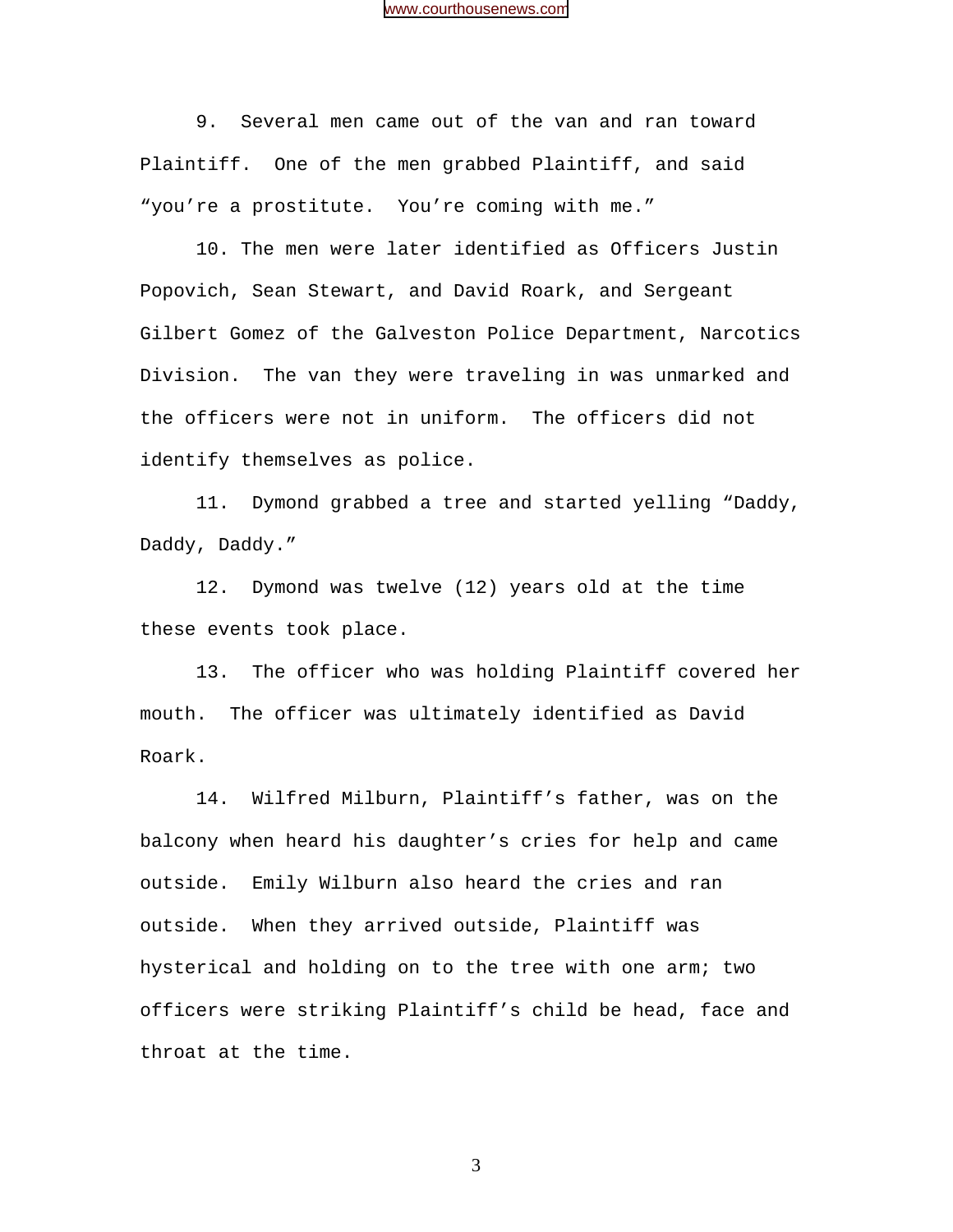9. Several men came out of the van and ran toward Plaintiff. One of the men grabbed Plaintiff, and said "you're a prostitute. You're coming with me."

10. The men were later identified as Officers Justin Popovich, Sean Stewart, and David Roark, and Sergeant Gilbert Gomez of the Galveston Police Department, Narcotics Division. The van they were traveling in was unmarked and the officers were not in uniform. The officers did not identify themselves as police.

11. Dymond grabbed a tree and started yelling "Daddy, Daddy, Daddy."

12. Dymond was twelve (12) years old at the time these events took place.

13. The officer who was holding Plaintiff covered her mouth. The officer was ultimately identified as David Roark.

14. Wilfred Milburn, Plaintiff's father, was on the balcony when heard his daughter's cries for help and came outside. Emily Wilburn also heard the cries and ran outside. When they arrived outside, Plaintiff was hysterical and holding on to the tree with one arm; two officers were striking Plaintiff's child be head, face and throat at the time.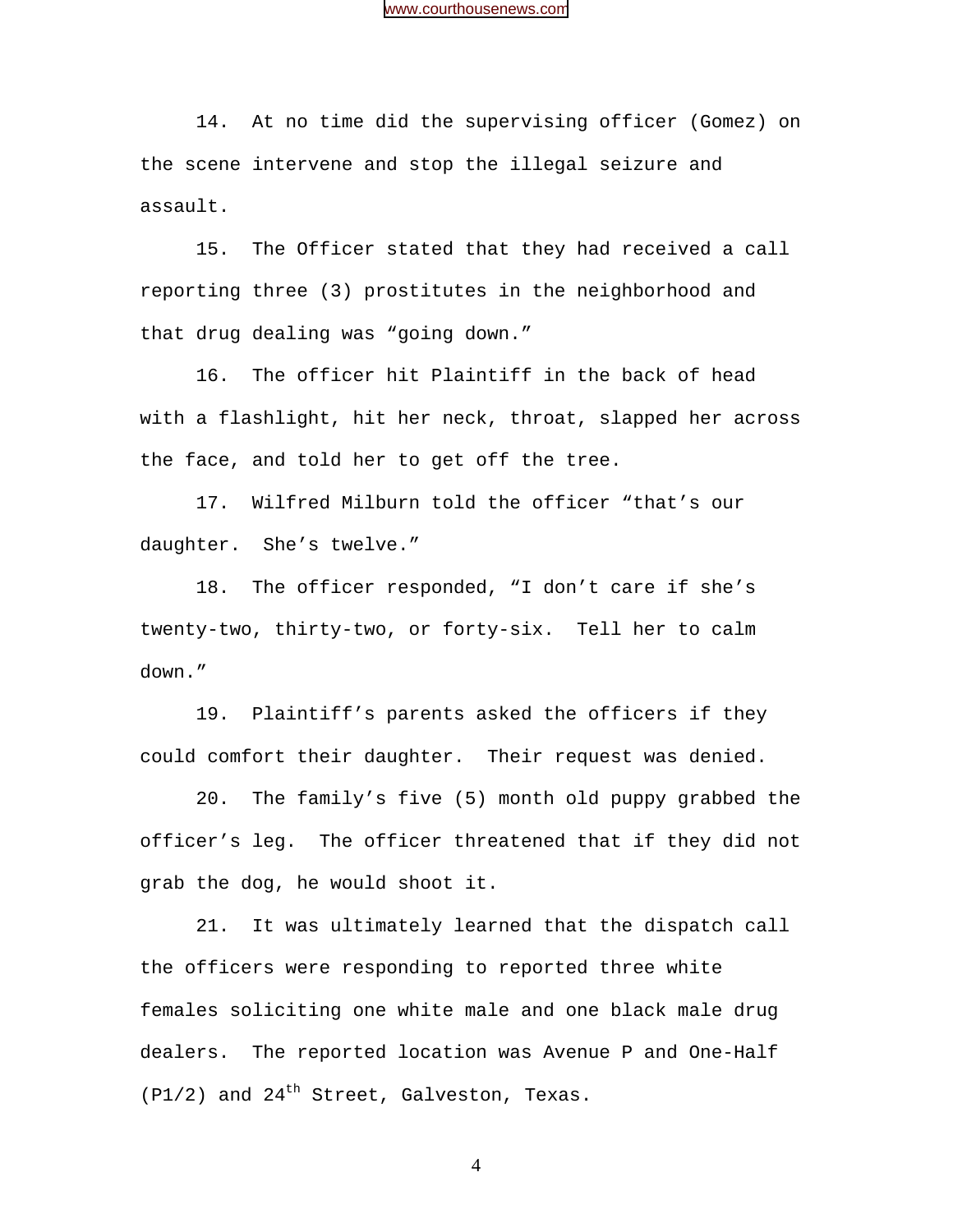14. At no time did the supervising officer (Gomez) on the scene intervene and stop the illegal seizure and assault.

15. The Officer stated that they had received a call reporting three (3) prostitutes in the neighborhood and that drug dealing was "going down."

16. The officer hit Plaintiff in the back of head with a flashlight, hit her neck, throat, slapped her across the face, and told her to get off the tree.

17. Wilfred Milburn told the officer "that's our daughter. She's twelve."

18. The officer responded, "I don't care if she's twenty-two, thirty-two, or forty-six. Tell her to calm down."

19. Plaintiff's parents asked the officers if they could comfort their daughter. Their request was denied.

20. The family's five (5) month old puppy grabbed the officer's leg. The officer threatened that if they did not grab the dog, he would shoot it.

21. It was ultimately learned that the dispatch call the officers were responding to reported three white females soliciting one white male and one black male drug dealers. The reported location was Avenue P and One-Half (P1/2) and 24th Street, Galveston, Texas.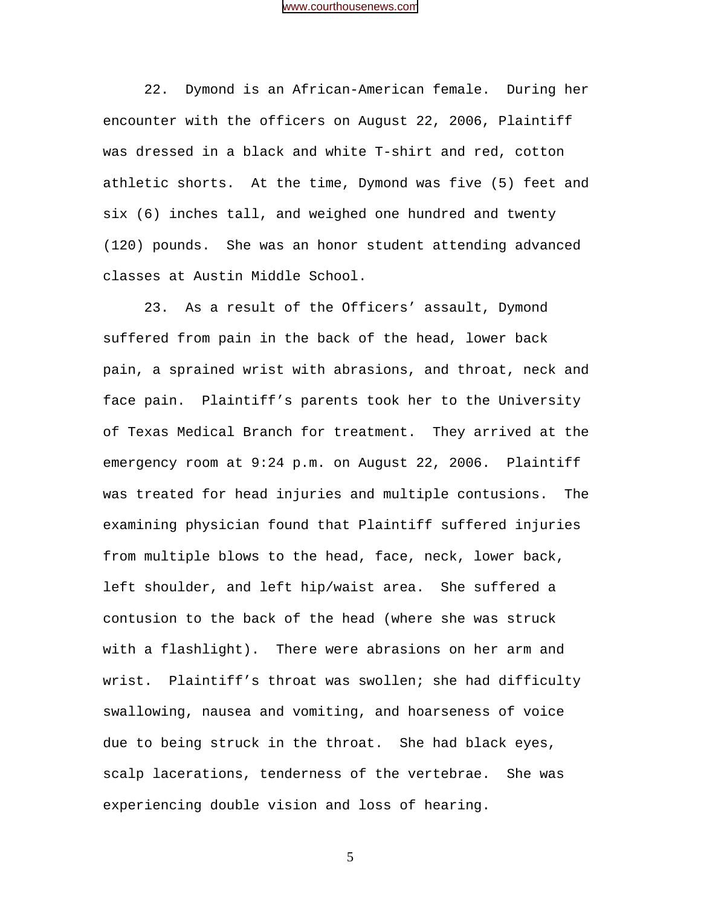22. Dymond is an African-American female. During her encounter with the officers on August 22, 2006, Plaintiff was dressed in a black and white T-shirt and red, cotton athletic shorts. At the time, Dymond was five (5) feet and six (6) inches tall, and weighed one hundred and twenty (120) pounds. She was an honor student attending advanced classes at Austin Middle School.

23. As a result of the Officers' assault, Dymond suffered from pain in the back of the head, lower back pain, a sprained wrist with abrasions, and throat, neck and face pain. Plaintiff's parents took her to the University of Texas Medical Branch for treatment. They arrived at the emergency room at 9:24 p.m. on August 22, 2006. Plaintiff was treated for head injuries and multiple contusions. The examining physician found that Plaintiff suffered injuries from multiple blows to the head, face, neck, lower back, left shoulder, and left hip/waist area. She suffered a contusion to the back of the head (where she was struck with a flashlight). There were abrasions on her arm and wrist. Plaintiff's throat was swollen; she had difficulty swallowing, nausea and vomiting, and hoarseness of voice due to being struck in the throat. She had black eyes, scalp lacerations, tenderness of the vertebrae. She was experiencing double vision and loss of hearing.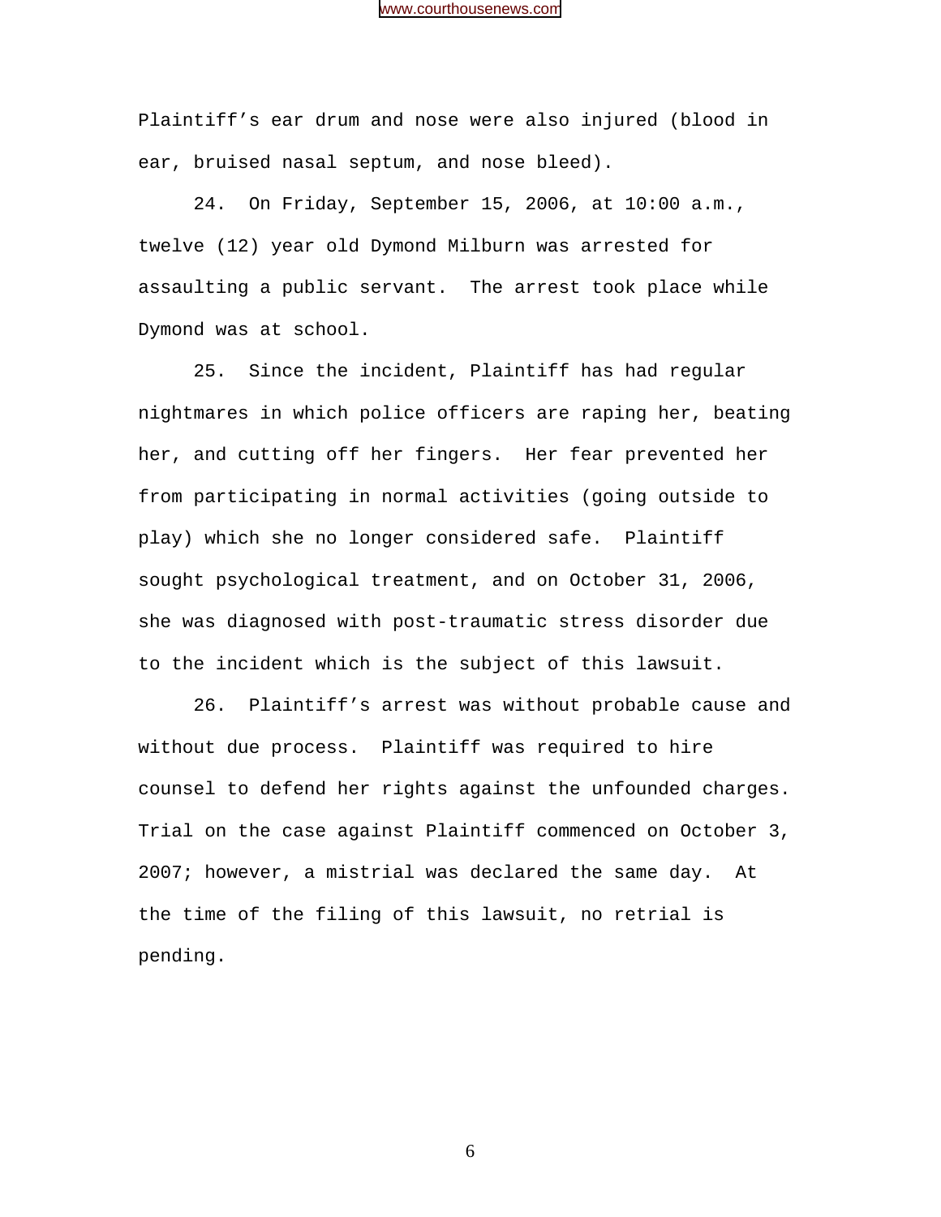Plaintiff's ear drum and nose were also injured (blood in ear, bruised nasal septum, and nose bleed).

24. On Friday, September 15, 2006, at 10:00 a.m., twelve (12) year old Dymond Milburn was arrested for assaulting a public servant. The arrest took place while Dymond was at school.

25. Since the incident, Plaintiff has had regular nightmares in which police officers are raping her, beating her, and cutting off her fingers. Her fear prevented her from participating in normal activities (going outside to play) which she no longer considered safe. Plaintiff sought psychological treatment, and on October 31, 2006, she was diagnosed with post-traumatic stress disorder due to the incident which is the subject of this lawsuit.

26. Plaintiff's arrest was without probable cause and without due process. Plaintiff was required to hire counsel to defend her rights against the unfounded charges. Trial on the case against Plaintiff commenced on October 3, 2007; however, a mistrial was declared the same day. At the time of the filing of this lawsuit, no retrial is pending.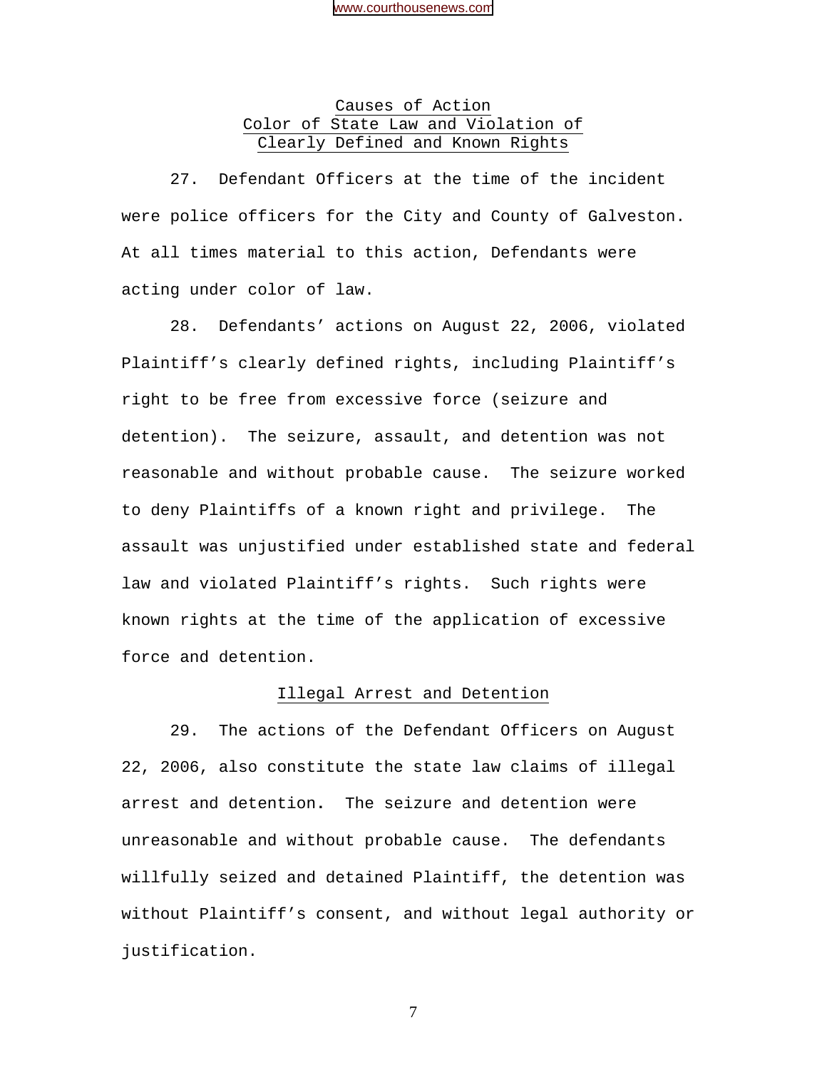## Causes of Action

## Color of State Law and Violation of Clearly Defined and Known Rights

27. Defendant Officers at the time of the incident were police officers for the City and County of Galveston. At all times material to this action, Defendants were acting under color of law.

28. Defendants' actions on August 22, 2006, violated Plaintiff's clearly defined rights, including Plaintiff's right to be free from excessive force (seizure and detention). The seizure, assault, and detention was not reasonable and without probable cause. The seizure worked to deny Plaintiffs of a known right and privilege. The assault was unjustified under established state and federal law and violated Plaintiff's rights. Such rights were known rights at the time of the application of excessive force and detention.

## Illegal Arrest and Detention

29. The actions of the Defendant Officers on August 22, 2006, also constitute the state law claims of illegal arrest and detention. The seizure and detention were unreasonable and without probable cause. The defendants willfully seized and detained Plaintiff, the detention was without Plaintiff's consent, and without legal authority or justification.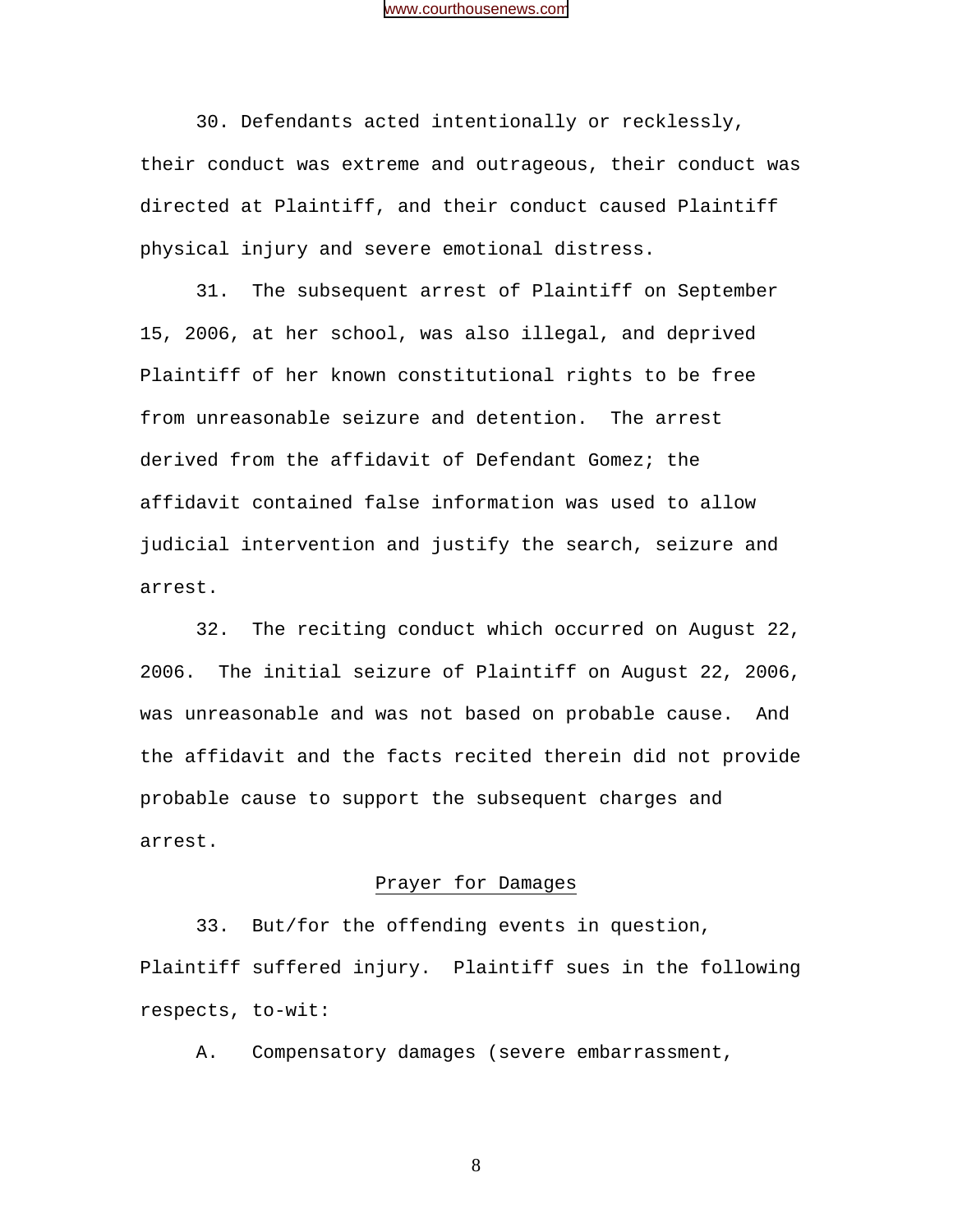30. Defendants acted intentionally or recklessly, their conduct was extreme and outrageous, their conduct was directed at Plaintiff, and their conduct caused Plaintiff physical injury and severe emotional distress.

31. The subsequent arrest of Plaintiff on September 15, 2006, at her school, was also illegal, and deprived Plaintiff of her known constitutional rights to be free from unreasonable seizure and detention. The arrest derived from the affidavit of Defendant Gomez; the affidavit contained false information was used to allow judicial intervention and justify the search, seizure and arrest.

32. The reciting conduct which occurred on August 22, 2006. The initial seizure of Plaintiff on August 22, 2006, was unreasonable and was not based on probable cause. And the affidavit and the facts recited therein did not provide probable cause to support the subsequent charges and arrest.

<u>Prayer for Damages</u>

33. But/for the offending events in question, Plaintiff suffered injury. Plaintiff sues in the following respects, to-wit:

A. Compensatory damages (severe embarrassment,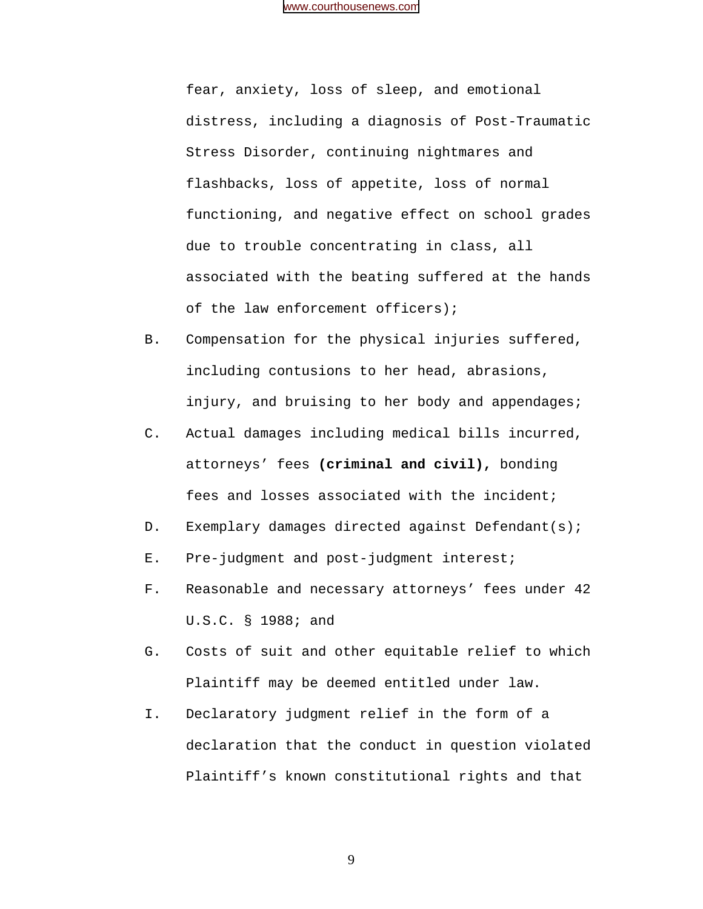fear, anxiety, loss of sleep, and emotional distress, including a diagnosis of Post-Traumatic Stress Disorder, continuing nightmares and flashbacks, loss of appetite, loss of normal functioning, and negative effect on school grades due to trouble concentrating in class, all associated with the beating suffered at the hands of the law enforcement officers);

B. Compensation for the physical injuries suffered, including contusions to her head, abrasions, injury, and bruising to her body and appendages;

C. Actual damages including medical bills incurred, attorneys' fees **(criminal and civil),** bonding fees and losses associated with the incident;

D. Exemplary damages directed against Defendant(s);

E. Pre-judgment and post-judgment interest;

F. Reasonable and necessary attorneys' fees under 42 U.S.C. § 1988; and

G. Costs of suit and other equitable relief to which Plaintiff may be deemed entitled under law.

I. Declaratory judgment relief in the form of a declaration that the conduct in question violated Plaintiff's known constitutional rights and that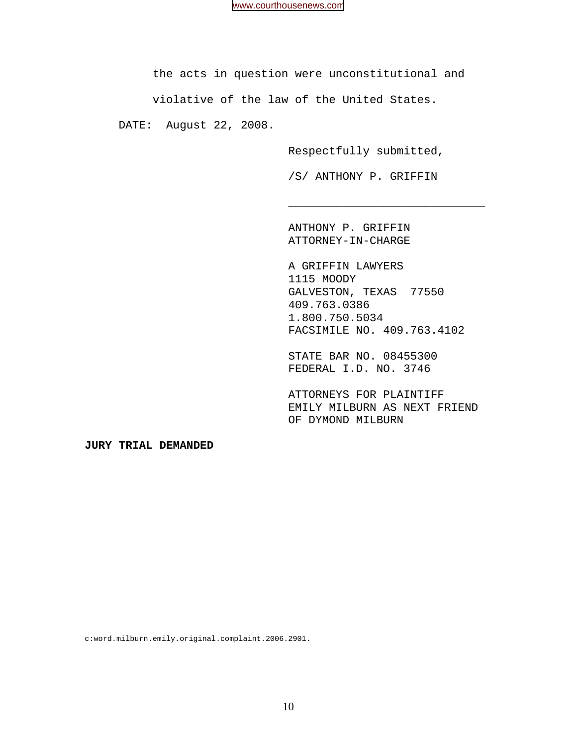the acts in question were unconstitutional and violative of the law of the United States.

DATE: August 22, 2008.

Respectfully submitted,

/S/ ANTHONY P. GRIFFIN

______________________________

ANTHONY P. GRIFFIN
ATTORNEY-IN-CHARGE

A GRIFFIN LAWYERS
1115 MOODY
GALVESTON, TEXAS 77550
409.763.0386
1.800.750.5034
FACSIMILE NO. 409.763.4102

STATE BAR NO. 08455300
FEDERAL I.D. NO. 3746

ATTORNEYS FOR PLAINTIFF
EMILY MILBURN AS NEXT FRIEND
OF DYMOND MILBURN

**JURY TRIAL DEMANDED**

c:word.milburn.emily.original.complaint.2006.2901.